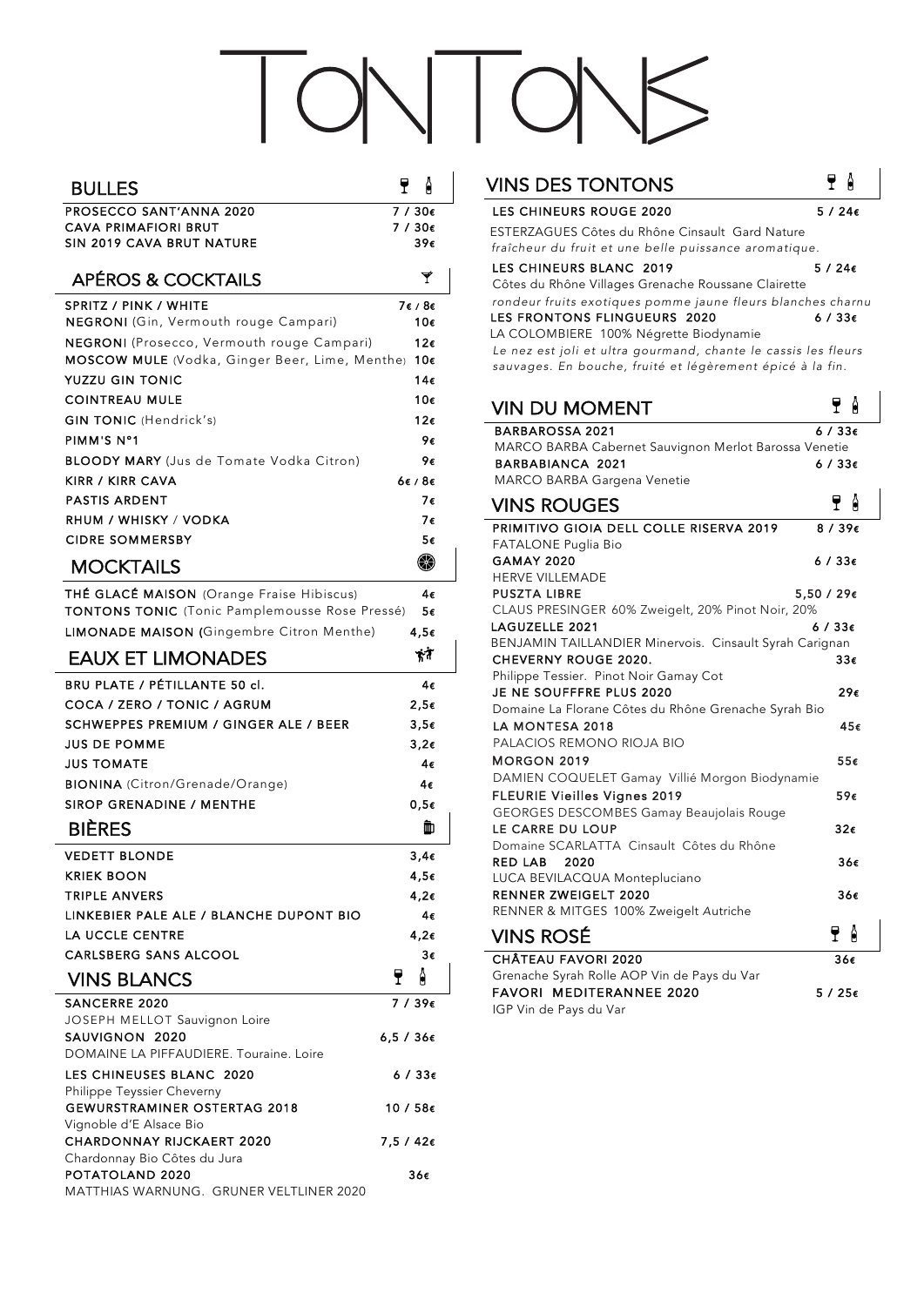# TONTONS

## BULLES

| | 🍷 / 🍾 |
|---|---|
| PROSECCO SANT'ANNA 2020 | 7 / 30€ |
| CAVA PRIMAFIORI BRUT | 7 / 30€ |
| SIN 2019 CAVA BRUT NATURE | 39€ |

## APÉROS & COCKTAILS

| | |
|---|---|
| SPRITZ / PINK / WHITE | 7€ / 8€ |
| NEGRONI (Gin, Vermouth rouge Campari) | 10€ |
| NEGRONI (Prosecco, Vermouth rouge Campari) | 12€ |
| MOSCOW MULE (Vodka, Ginger Beer, Lime, Menthe) | 10€ |
| YUZZU GIN TONIC | 14€ |
| COINTREAU MULE | 10€ |
| GIN TONIC (Hendrick's) | 12€ |
| PIMM'S N°1 | 9€ |
| BLOODY MARY (Jus de Tomate Vodka Citron) | 9€ |
| KIRR / KIRR CAVA | 6€ / 8€ |
| PASTIS ARDENT | 7€ |
| RHUM / WHISKY / VODKA | 7€ |
| CIDRE SOMMERSBY | 5€ |

## MOCKTAILS

| | |
|---|---|
| THÉ GLACÉ MAISON (Orange Fraise Hibiscus) | 4€ |
| TONTONS TONIC (Tonic Pamplemousse Rose Pressé) | 5€ |
| LIMONADE MAISON (Gingembre Citron Menthe) | 4,5€ |

## EAUX ET LIMONADES

| | |
|---|---|
| BRU PLATE / PÉTILLANTE 50 cl. | 4€ |
| COCA / ZERO / TONIC / AGRUM | 2,5€ |
| SCHWEPPES PREMIUM / GINGER ALE / BEER | 3,5€ |
| JUS DE POMME | 3,2€ |
| JUS TOMATE | 4€ |
| BIONINA (Citron/Grenade/Orange) | 4€ |
| SIROP GRENADINE / MENTHE | 0,5€ |

## BIÈRES

| | |
|---|---|
| VEDETT BLONDE | 3,4€ |
| KRIEK BOON | 4,5€ |
| TRIPLE ANVERS | 4,2€ |
| LINKEBIER PALE ALE / BLANCHE DUPONT BIO | 4€ |
| LA UCCLE CENTRE | 4,2€ |
| CARLSBERG SANS ALCOOL | 3€ |

## VINS BLANCS

| | 🍷 / 🍾 |
|---|---|
| SANCERRE 2020<br>JOSEPH MELLOT Sauvignon Loire | 7 / 39€ |
| SAUVIGNON 2020<br>DOMAINE LA PIFFAUDIERE. Touraine. Loire | 6,5 / 36€ |
| LES CHINEUSES BLANC 2020<br>Philippe Teyssier Cheverny | 6 / 33€ |
| GEWURSTRAMINER OSTERTAG 2018<br>Vignoble d'E Alsace Bio | 10 / 58€ |
| CHARDONNAY RIJCKAERT 2020<br>Chardonnay Bio Côtes du Jura | 7,5 / 42€ |
| POTATOLAND 2020<br>MATTHIAS WARNUNG. GRUNER VELTLINER 2020 | 36€ |

## VINS DES TONTONS

| | 🍷 / 🍾 |
|---|---|
| LES CHINEURS ROUGE 2020<br>ESTERZAGUES Côtes du Rhône Cinsault Gard Nature<br>*fraîcheur du fruit et une belle puissance aromatique.* | 5 / 24€ |
| LES CHINEURS BLANC 2019<br>Côtes du Rhône Villages Grenache Roussane Clairette<br>*rondeur fruits exotiques pomme jaune fleurs blanches charnu* | 5 / 24€ |
| LES FRONTONS FLINGUEURS 2020<br>LA COLOMBIERE 100% Négrette Biodynamie<br>*Le nez est joli et ultra gourmand, chante le cassis les fleurs sauvages. En bouche, fruité et légèrement épicé à la fin.* | 6 / 33€ |

## VIN DU MOMENT

| | 🍷 / 🍾 |
|---|---|
| BARBAROSSA 2021<br>MARCO BARBA Cabernet Sauvignon Merlot Barossa Venetie | 6 / 33€ |
| BARBABIANCA 2021<br>MARCO BARBA Gargena Venetie | 6 / 33€ |

## VINS ROUGES

| | 🍷 / 🍾 |
|---|---|
| PRIMITIVO GIOIA DELL COLLE RISERVA 2019<br>FATALONE Puglia Bio | 8 / 39€ |
| GAMAY 2020<br>HERVE VILLEMADE | 6 / 33€ |
| PUSZTA LIBRE<br>CLAUS PRESINGER 60% Zweigelt, 20% Pinot Noir, 20% | 5,50 / 29€ |
| LAGUZELLE 2021<br>BENJAMIN TAILLANDIER Minervois. Cinsault Syrah Carignan | 6 / 33€ |
| CHEVERNY ROUGE 2020.<br>Philippe Tessier. Pinot Noir Gamay Cot | 33€ |
| JE NE SOUFFFRE PLUS 2020<br>Domaine La Florane Côtes du Rhône Grenache Syrah Bio | 29€ |
| LA MONTESA 2018<br>PALACIOS REMONO RIOJA BIO | 45€ |
| MORGON 2019<br>DAMIEN COQUELET Gamay Villié Morgon Biodynamie | 55€ |
| FLEURIE Vieilles Vignes 2019<br>GEORGES DESCOMBES Gamay Beaujolais Rouge | 59€ |
| LE CARRE DU LOUP<br>Domaine SCARLATTA Cinsault Côtes du Rhône | 32€ |
| RED LAB 2020<br>LUCA BEVILACQUA Montepluciano | 36€ |
| RENNER ZWEIGELT 2020<br>RENNER & MITGES 100% Zweigelt Autriche | 36€ |

## VINS ROSÉ

| | 🍷 / 🍾 |
|---|---|
| CHÂTEAU FAVORI 2020<br>Grenache Syrah Rolle AOP Vin de Pays du Var | 36€ |
| FAVORI MEDITERANNEE 2020<br>IGP Vin de Pays du Var | 5 / 25€ |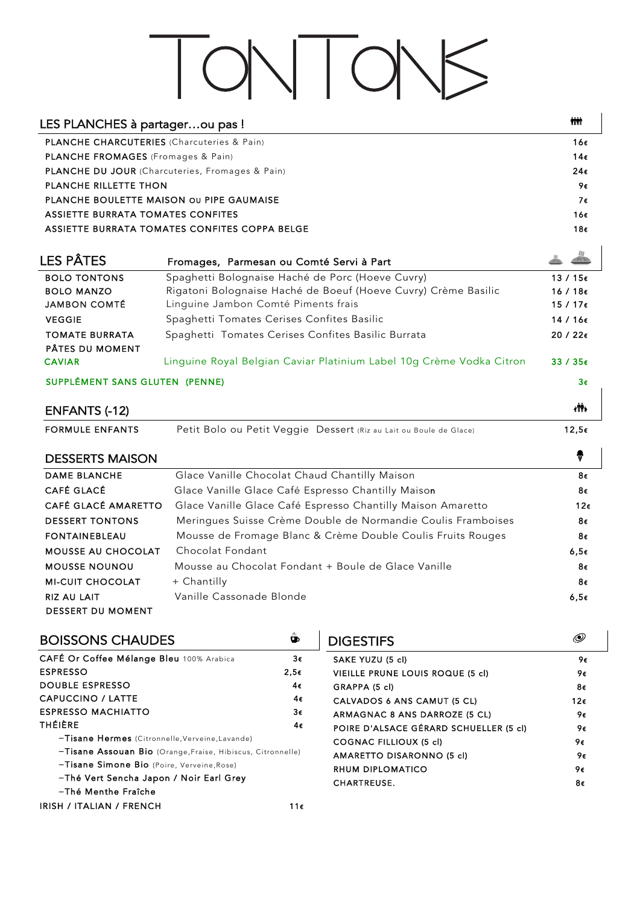# TONTONS

## LES PLANCHES à partager…ou pas !

| | |
|---|---|
| PLANCHE CHARCUTERIES (Charcuteries & Pain) | 16€ |
| PLANCHE FROMAGES (Fromages & Pain) | 14€ |
| PLANCHE DU JOUR (Charcuteries, Fromages & Pain) | 24€ |
| PLANCHE RILLETTE THON | 9€ |
| PLANCHE BOULETTE MAISON OU PIPE GAUMAISE | 7€ |
| ASSIETTE BURRATA TOMATES CONFITES | 16€ |
| ASSIETTE BURRATA TOMATES CONFITES COPPA BELGE | 18€ |

## LES PÂTES

Fromages, Parmesan ou Comté Servi à Part

| | | |
|---|---|---|
| BOLO TONTONS | Spaghetti Bolognaise Haché de Porc (Hoeve Cuvry) | 13 / 15€ |
| BOLO MANZO | Rigatoni Bolognaise Haché de Boeuf (Hoeve Cuvry) Crème Basilic | 16 / 18€ |
| JAMBON COMTÉ | Linguine Jambon Comté Piments frais | 15 / 17€ |
| VEGGIE | Spaghetti Tomates Cerises Confites Basilic | 14 / 16€ |
| TOMATE BURRATA | Spaghetti Tomates Cerises Confites Basilic Burrata | 20 / 22€ |
| PÂTES DU MOMENT | | |
| CAVIAR | Linguine Royal Belgian Caviar Platinium Label 10g Crème Vodka Citron | 33 / 35€ |
| SUPPLÉMENT SANS GLUTEN (PENNE) | | 3€ |

## ENFANTS (-12)

| | | |
|---|---|---|
| FORMULE ENFANTS | Petit Bolo ou Petit Veggie Dessert (Riz au Lait ou Boule de Glace) | 12,5€ |

## DESSERTS MAISON

| | | |
|---|---|---|
| DAME BLANCHE | Glace Vanille Chocolat Chaud Chantilly Maison | 8€ |
| CAFÉ GLACÉ | Glace Vanille Glace Café Espresso Chantilly Maison | 8€ |
| CAFÉ GLACÉ AMARETTO | Glace Vanille Glace Café Espresso Chantilly Maison Amaretto | 12€ |
| DESSERT TONTONS | Meringues Suisse Crème Double de Normandie Coulis Framboises | 8€ |
| FONTAINEBLEAU | Mousse de Fromage Blanc & Crème Double Coulis Fruits Rouges | 8€ |
| MOUSSE AU CHOCOLAT | Chocolat Fondant | 6,5€ |
| MOUSSE NOUNOU | Mousse au Chocolat Fondant + Boule de Glace Vanille | 8€ |
| MI-CUIT CHOCOLAT | + Chantilly | 8€ |
| RIZ AU LAIT | Vanille Cassonade Blonde | 6,5€ |
| DESSERT DU MOMENT | | |

## BOISSONS CHAUDES

| | |
|---|---|
| CAFÉ Or Coffee Mélange Bleu 100% Arabica | 3€ |
| ESPRESSO | 2,5€ |
| DOUBLE ESPRESSO | 4€ |
| CAPUCCINO / LATTE | 4€ |
| ESPRESSO MACHIATTO | 3€ |
| THÉIÈRE | 4€ |
| –Tisane Hermes (Citronnelle,Verveine,Lavande) | |
| –Tisane Assouan Bio (Orange,Fraise, Hibiscus, Citronnelle) | |
| –Tisane Simone Bio (Poire, Verveine,Rose) | |
| –Thé Vert Sencha Japon / Noir Earl Grey | |
| –Thé Menthe Fraîche | |
| IRISH / ITALIAN / FRENCH | 11€ |

## DIGESTIFS

| | |
|---|---|
| SAKE YUZU (5 cl) | 9€ |
| VIEILLE PRUNE LOUIS ROQUE (5 cl) | 9€ |
| GRAPPA (5 cl) | 8€ |
| CALVADOS 6 ANS CAMUT (5 CL) | 12€ |
| ARMAGNAC 8 ANS DARROZE (5 CL) | 9€ |
| POIRE D'ALSACE GÉRARD SCHUELLER (5 cl) | 9€ |
| COGNAC FILLIOUX (5 cl) | 9€ |
| AMARETTO DISARONNO (5 cl) | 9€ |
| RHUM DIPLOMATICO | 9€ |
| CHARTREUSE. | 8€ |